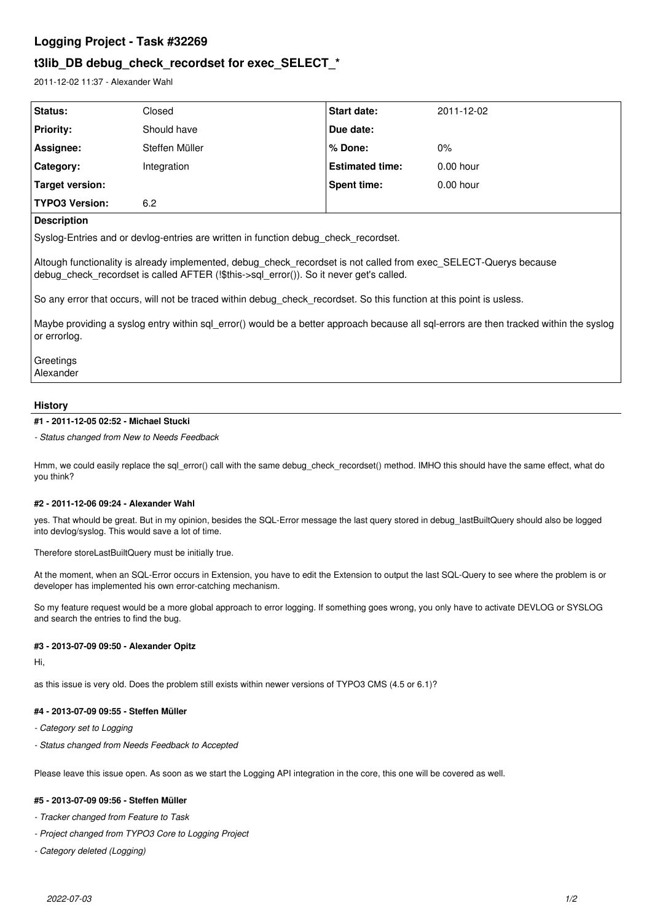# Logging Project - Task #32269

## t3lib_DB debug_check_recordset for exec_SELECT_*

2011-12-02 11:37 - Alexander Wahl

| Status: | Closed | Start date: | 2011-12-02 |
|---|---|---|---|
| Priority: | Should have | Due date: | |
| Assignee: | Steffen Müller | % Done: | 0% |
| Category: | Integration | Estimated time: | 0.00 hour |
| Target version: | | Spent time: | 0.00 hour |
| TYPO3 Version: | 6.2 | | |

**Description**

Syslog-Entries and or devlog-entries are written in function debug_check_recordset.

Altough functionality is already implemented, debug_check_recordset is not called from exec_SELECT-Querys because debug_check_recordset is called AFTER (!$this->sql_error()). So it never get's called.

So any error that occurs, will not be traced within debug_check_recordset. So this function at this point is usless.

Maybe providing a syslog entry within sql_error() would be a better approach because all sql-errors are then tracked within the syslog or errorlog.

Greetings
Alexander

## History

### #1 - 2011-12-05 02:52 - Michael Stucki

*- Status changed from New to Needs Feedback*

Hmm, we could easily replace the sql_error() call with the same debug_check_recordset() method. IMHO this should have the same effect, what do you think?

### #2 - 2011-12-06 09:24 - Alexander Wahl

yes. That whould be great. But in my opinion, besides the SQL-Error message the last query stored in debug_lastBuiltQuery should also be logged into devlog/syslog. This would save a lot of time.

Therefore storeLastBuiltQuery must be initially true.

At the moment, when an SQL-Error occurs in Extension, you have to edit the Extension to output the last SQL-Query to see where the problem is or developer has implemented his own error-catching mechanism.

So my feature request would be a more global approach to error logging. If something goes wrong, you only have to activate DEVLOG or SYSLOG and search the entries to find the bug.

### #3 - 2013-07-09 09:50 - Alexander Opitz

Hi,

as this issue is very old. Does the problem still exists within newer versions of TYPO3 CMS (4.5 or 6.1)?

### #4 - 2013-07-09 09:55 - Steffen Müller

*- Category set to Logging*

*- Status changed from Needs Feedback to Accepted*

Please leave this issue open. As soon as we start the Logging API integration in the core, this one will be covered as well.

### #5 - 2013-07-09 09:56 - Steffen Müller

*- Tracker changed from Feature to Task*

*- Project changed from TYPO3 Core to Logging Project*

*- Category deleted (Logging)*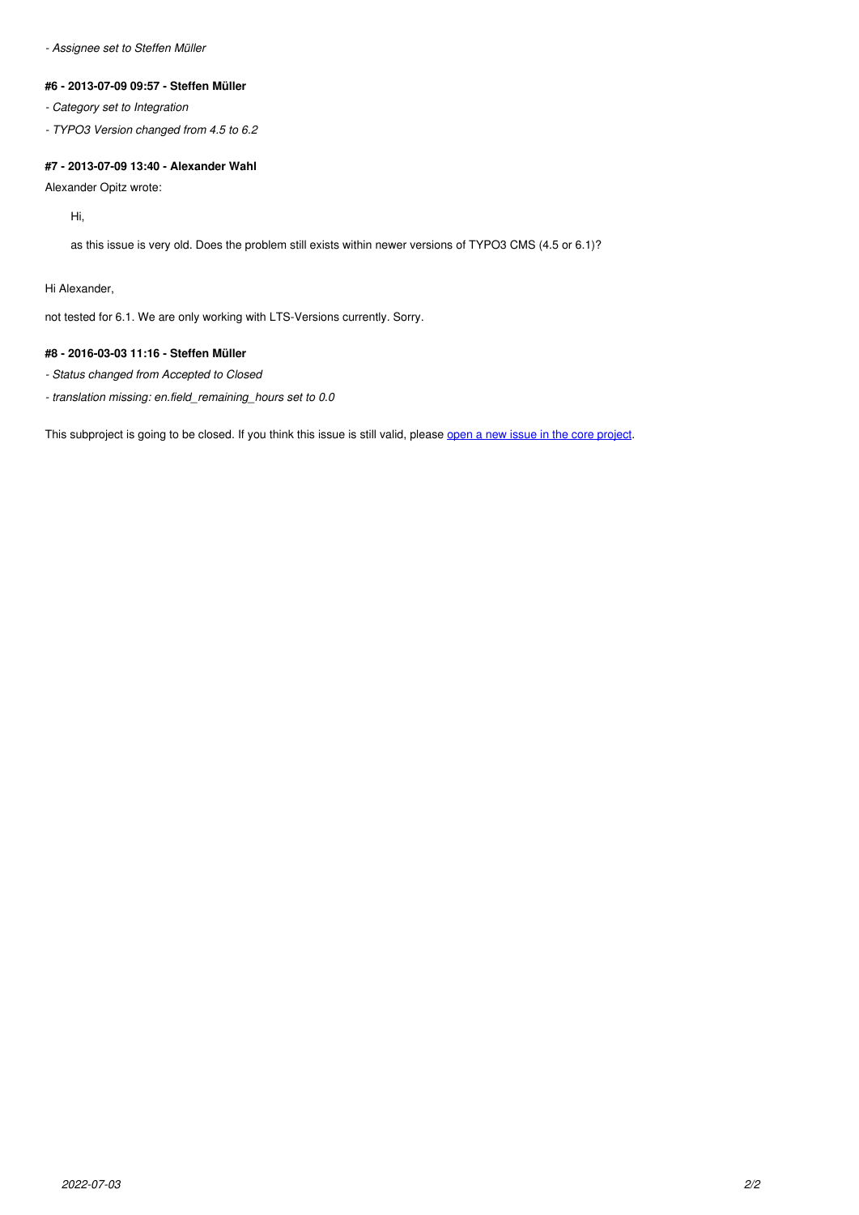*- Assignee set to Steffen Müller*

#### #6 - 2013-07-09 09:57 - Steffen Müller

*- Category set to Integration*

*- TYPO3 Version changed from 4.5 to 6.2*

#### #7 - 2013-07-09 13:40 - Alexander Wahl

Alexander Opitz wrote:

> Hi,
>
> as this issue is very old. Does the problem still exists within newer versions of TYPO3 CMS (4.5 or 6.1)?

Hi Alexander,

not tested for 6.1. We are only working with LTS-Versions currently. Sorry.

#### #8 - 2016-03-03 11:16 - Steffen Müller

*- Status changed from Accepted to Closed*

*- translation missing: en.field_remaining_hours set to 0.0*

This subproject is going to be closed. If you think this issue is still valid, please open a new issue in the core project.